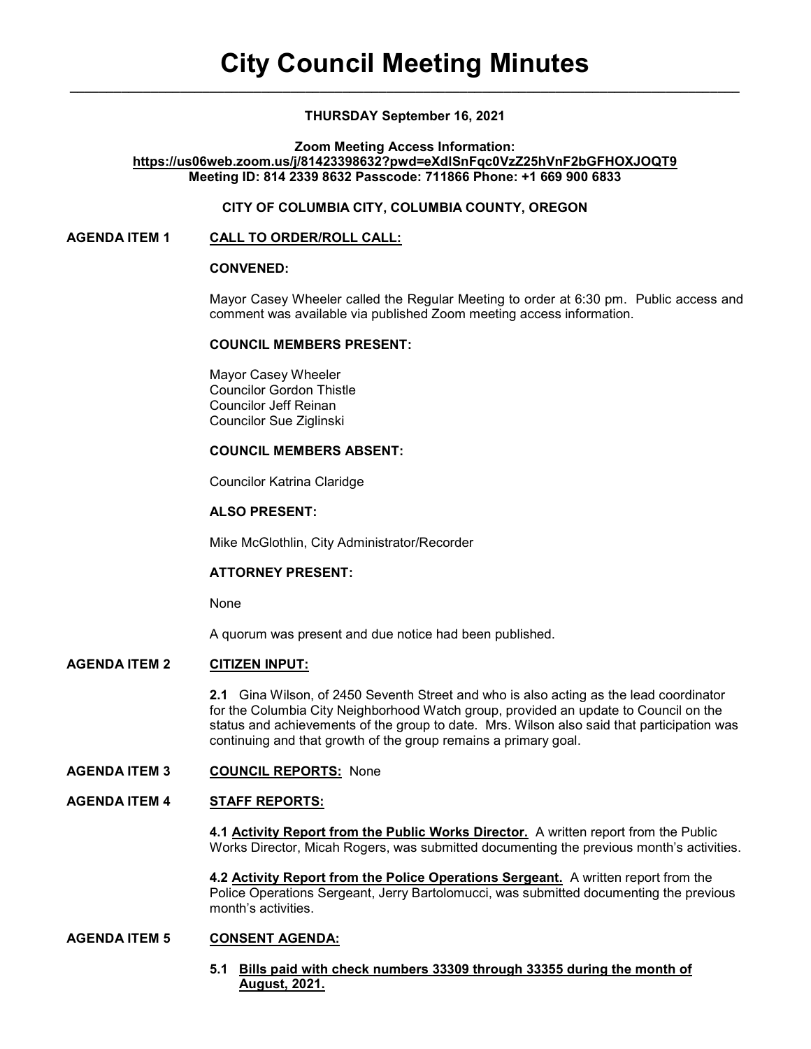# City Council Meeting Minutes

**THURSDAY September 16, 2021**

**Zoom Meeting Access Information:**
**https://us06web.zoom.us/j/81423398632?pwd=eXdlSnFqc0VzZ25hVnF2bGFHOXJOQT9**
**Meeting ID: 814 2339 8632 Passcode: 711866 Phone: +1 669 900 6833**

**CITY OF COLUMBIA CITY, COLUMBIA COUNTY, OREGON**

**AGENDA ITEM 1 CALL TO ORDER/ROLL CALL:**

**CONVENED:**

Mayor Casey Wheeler called the Regular Meeting to order at 6:30 pm. Public access and comment was available via published Zoom meeting access information.

**COUNCIL MEMBERS PRESENT:**

Mayor Casey Wheeler
Councilor Gordon Thistle
Councilor Jeff Reinan
Councilor Sue Ziglinski

**COUNCIL MEMBERS ABSENT:**

Councilor Katrina Claridge

**ALSO PRESENT:**

Mike McGlothlin, City Administrator/Recorder

**ATTORNEY PRESENT:**

None

A quorum was present and due notice had been published.

**AGENDA ITEM 2 CITIZEN INPUT:**

**2.1** Gina Wilson, of 2450 Seventh Street and who is also acting as the lead coordinator for the Columbia City Neighborhood Watch group, provided an update to Council on the status and achievements of the group to date. Mrs. Wilson also said that participation was continuing and that growth of the group remains a primary goal.

**AGENDA ITEM 3 COUNCIL REPORTS:** None

**AGENDA ITEM 4 STAFF REPORTS:**

**4.1 Activity Report from the Public Works Director.** A written report from the Public Works Director, Micah Rogers, was submitted documenting the previous month's activities.

**4.2 Activity Report from the Police Operations Sergeant.** A written report from the Police Operations Sergeant, Jerry Bartolomucci, was submitted documenting the previous month's activities.

**AGENDA ITEM 5 CONSENT AGENDA:**

**5.1 Bills paid with check numbers 33309 through 33355 during the month of August, 2021.**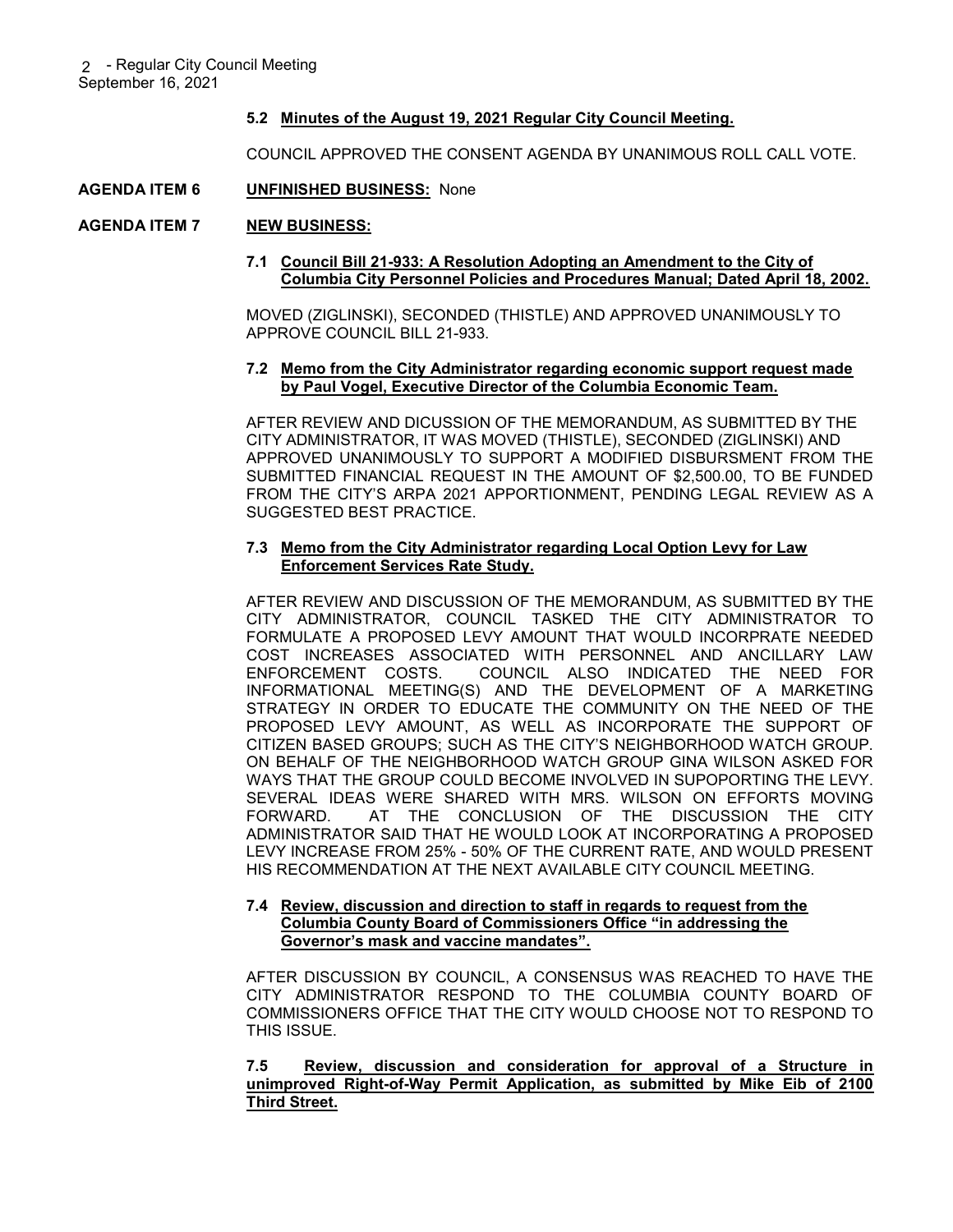**5.2 Minutes of the August 19, 2021 Regular City Council Meeting.**

COUNCIL APPROVED THE CONSENT AGENDA BY UNANIMOUS ROLL CALL VOTE.

**AGENDA ITEM 6 UNFINISHED BUSINESS:** None

**AGENDA ITEM 7 NEW BUSINESS:**

**7.1 Council Bill 21-933: A Resolution Adopting an Amendment to the City of Columbia City Personnel Policies and Procedures Manual; Dated April 18, 2002.**

MOVED (ZIGLINSKI), SECONDED (THISTLE) AND APPROVED UNANIMOUSLY TO APPROVE COUNCIL BILL 21-933.

**7.2 Memo from the City Administrator regarding economic support request made by Paul Vogel, Executive Director of the Columbia Economic Team.**

AFTER REVIEW AND DICUSSION OF THE MEMORANDUM, AS SUBMITTED BY THE CITY ADMINISTRATOR, IT WAS MOVED (THISTLE), SECONDED (ZIGLINSKI) AND APPROVED UNANIMOUSLY TO SUPPORT A MODIFIED DISBURSMENT FROM THE SUBMITTED FINANCIAL REQUEST IN THE AMOUNT OF $2,500.00, TO BE FUNDED FROM THE CITY'S ARPA 2021 APPORTIONMENT, PENDING LEGAL REVIEW AS A SUGGESTED BEST PRACTICE.

**7.3 Memo from the City Administrator regarding Local Option Levy for Law Enforcement Services Rate Study.**

AFTER REVIEW AND DISCUSSION OF THE MEMORANDUM, AS SUBMITTED BY THE CITY ADMINISTRATOR, COUNCIL TASKED THE CITY ADMINISTRATOR TO FORMULATE A PROPOSED LEVY AMOUNT THAT WOULD INCORPRATE NEEDED COST INCREASES ASSOCIATED WITH PERSONNEL AND ANCILLARY LAW ENFORCEMENT COSTS. COUNCIL ALSO INDICATED THE NEED FOR INFORMATIONAL MEETING(S) AND THE DEVELOPMENT OF A MARKETING STRATEGY IN ORDER TO EDUCATE THE COMMUNITY ON THE NEED OF THE PROPOSED LEVY AMOUNT, AS WELL AS INCORPORATE THE SUPPORT OF CITIZEN BASED GROUPS; SUCH AS THE CITY'S NEIGHBORHOOD WATCH GROUP. ON BEHALF OF THE NEIGHBORHOOD WATCH GROUP GINA WILSON ASKED FOR WAYS THAT THE GROUP COULD BECOME INVOLVED IN SUPOPORTING THE LEVY. SEVERAL IDEAS WERE SHARED WITH MRS. WILSON ON EFFORTS MOVING FORWARD. AT THE CONCLUSION OF THE DISCUSSION THE CITY ADMINISTRATOR SAID THAT HE WOULD LOOK AT INCORPORATING A PROPOSED LEVY INCREASE FROM 25% - 50% OF THE CURRENT RATE, AND WOULD PRESENT HIS RECOMMENDATION AT THE NEXT AVAILABLE CITY COUNCIL MEETING.

**7.4 Review, discussion and direction to staff in regards to request from the Columbia County Board of Commissioners Office "in addressing the Governor's mask and vaccine mandates".**

AFTER DISCUSSION BY COUNCIL, A CONSENSUS WAS REACHED TO HAVE THE CITY ADMINISTRATOR RESPOND TO THE COLUMBIA COUNTY BOARD OF COMMISSIONERS OFFICE THAT THE CITY WOULD CHOOSE NOT TO RESPOND TO THIS ISSUE.

**7.5 Review, discussion and consideration for approval of a Structure in unimproved Right-of-Way Permit Application, as submitted by Mike Eib of 2100 Third Street.**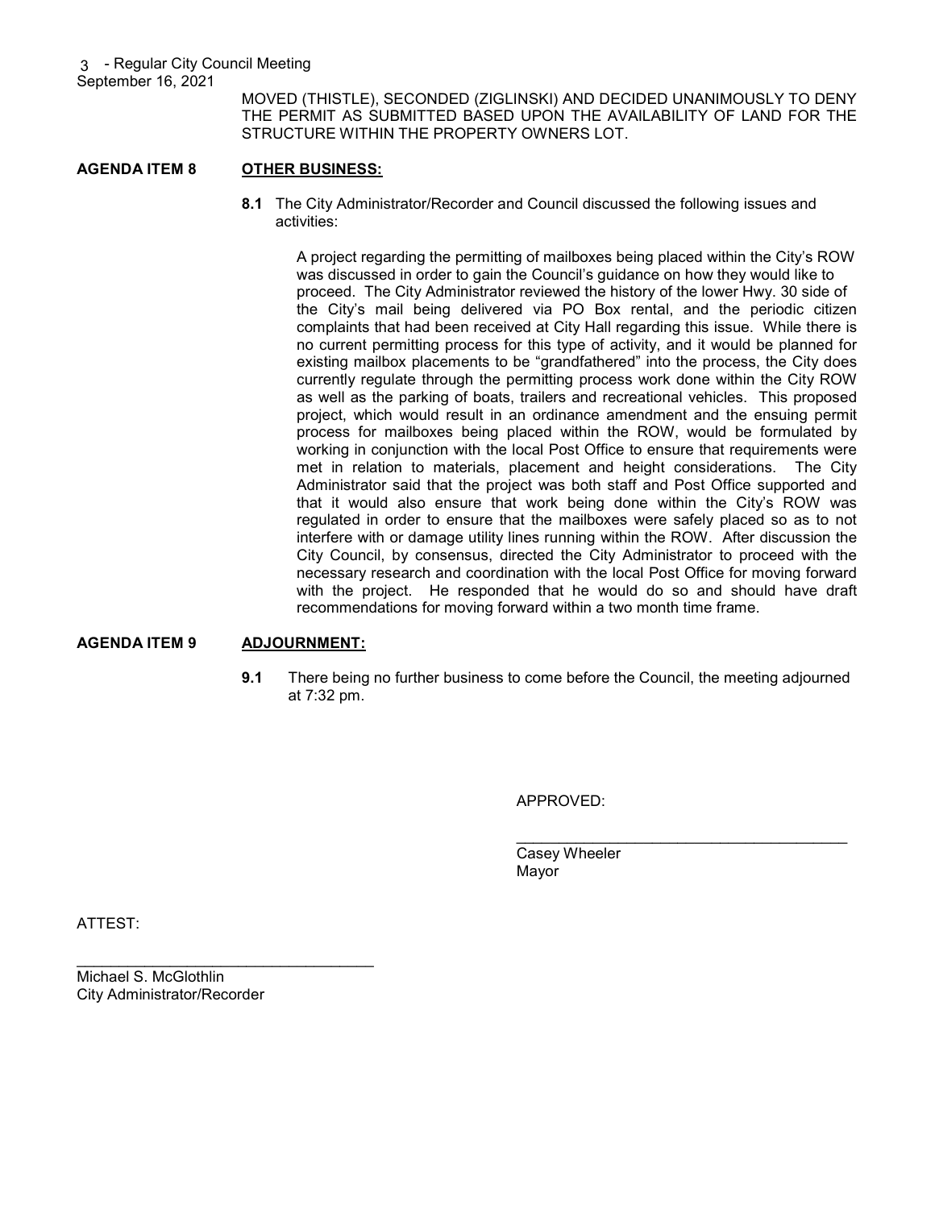MOVED (THISTLE), SECONDED (ZIGLINSKI) AND DECIDED UNANIMOUSLY TO DENY THE PERMIT AS SUBMITTED BASED UPON THE AVAILABILITY OF LAND FOR THE STRUCTURE WITHIN THE PROPERTY OWNERS LOT.

**AGENDA ITEM 8** **OTHER BUSINESS:**

**8.1** The City Administrator/Recorder and Council discussed the following issues and activities:

A project regarding the permitting of mailboxes being placed within the City's ROW was discussed in order to gain the Council's guidance on how they would like to proceed. The City Administrator reviewed the history of the lower Hwy. 30 side of the City's mail being delivered via PO Box rental, and the periodic citizen complaints that had been received at City Hall regarding this issue. While there is no current permitting process for this type of activity, and it would be planned for existing mailbox placements to be "grandfathered" into the process, the City does currently regulate through the permitting process work done within the City ROW as well as the parking of boats, trailers and recreational vehicles. This proposed project, which would result in an ordinance amendment and the ensuing permit process for mailboxes being placed within the ROW, would be formulated by working in conjunction with the local Post Office to ensure that requirements were met in relation to materials, placement and height considerations. The City Administrator said that the project was both staff and Post Office supported and that it would also ensure that work being done within the City's ROW was regulated in order to ensure that the mailboxes were safely placed so as to not interfere with or damage utility lines running within the ROW. After discussion the City Council, by consensus, directed the City Administrator to proceed with the necessary research and coordination with the local Post Office for moving forward with the project. He responded that he would do so and should have draft recommendations for moving forward within a two month time frame.

**AGENDA ITEM 9** **ADJOURNMENT:**

**9.1** There being no further business to come before the Council, the meeting adjourned at 7:32 pm.

APPROVED:

\_\_\_\_\_\_\_\_\_\_\_\_\_\_\_\_\_\_\_\_\_\_\_\_\_\_\_\_\_\_\_\_\_\_\_\_\_\_\_\_

Casey Wheeler
Mayor

ATTEST:

\_\_\_\_\_\_\_\_\_\_\_\_\_\_\_\_\_\_\_\_\_\_\_\_\_\_\_\_\_\_\_\_\_\_\_\_\_\_\_\_

Michael S. McGlothlin
City Administrator/Recorder